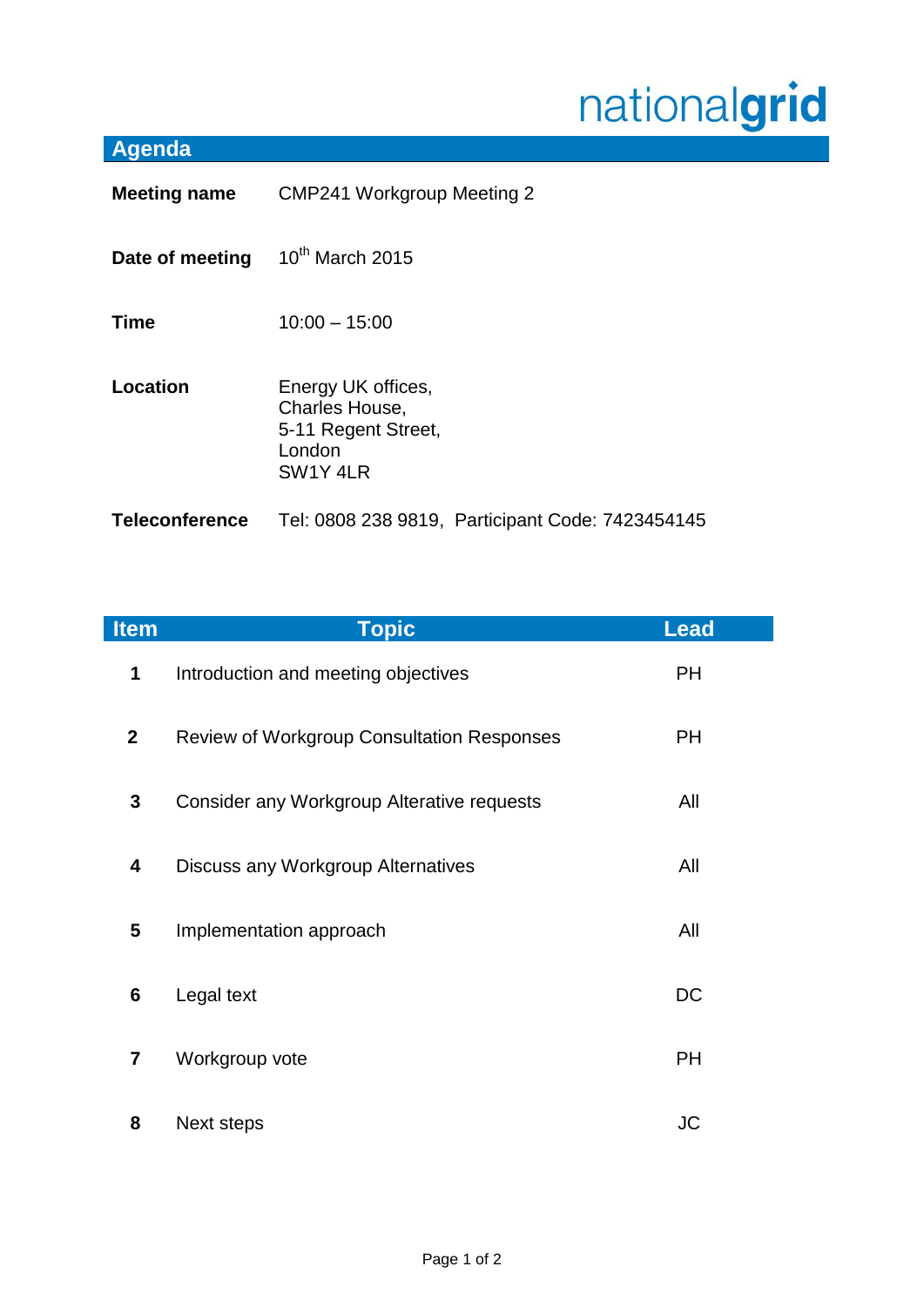nationalgrid

# Agenda

| | |
|---|---|
| **Meeting name** | CMP241 Workgroup Meeting 2 |
| **Date of meeting** | 10th March 2015 |
| **Time** | 10:00 – 15:00 |
| **Location** | Energy UK offices,<br>Charles House,<br>5-11 Regent Street,<br>London<br>SW1Y 4LR |
| **Teleconference** | Tel: 0808 238 9819, Participant Code: 7423454145 |

| Item | Topic | Lead |
|---|---|---|
| **1** | Introduction and meeting objectives | PH |
| **2** | Review of Workgroup Consultation Responses | PH |
| **3** | Consider any Workgroup Alterative requests | All |
| **4** | Discuss any Workgroup Alternatives | All |
| **5** | Implementation approach | All |
| **6** | Legal text | DC |
| **7** | Workgroup vote | PH |
| **8** | Next steps | JC |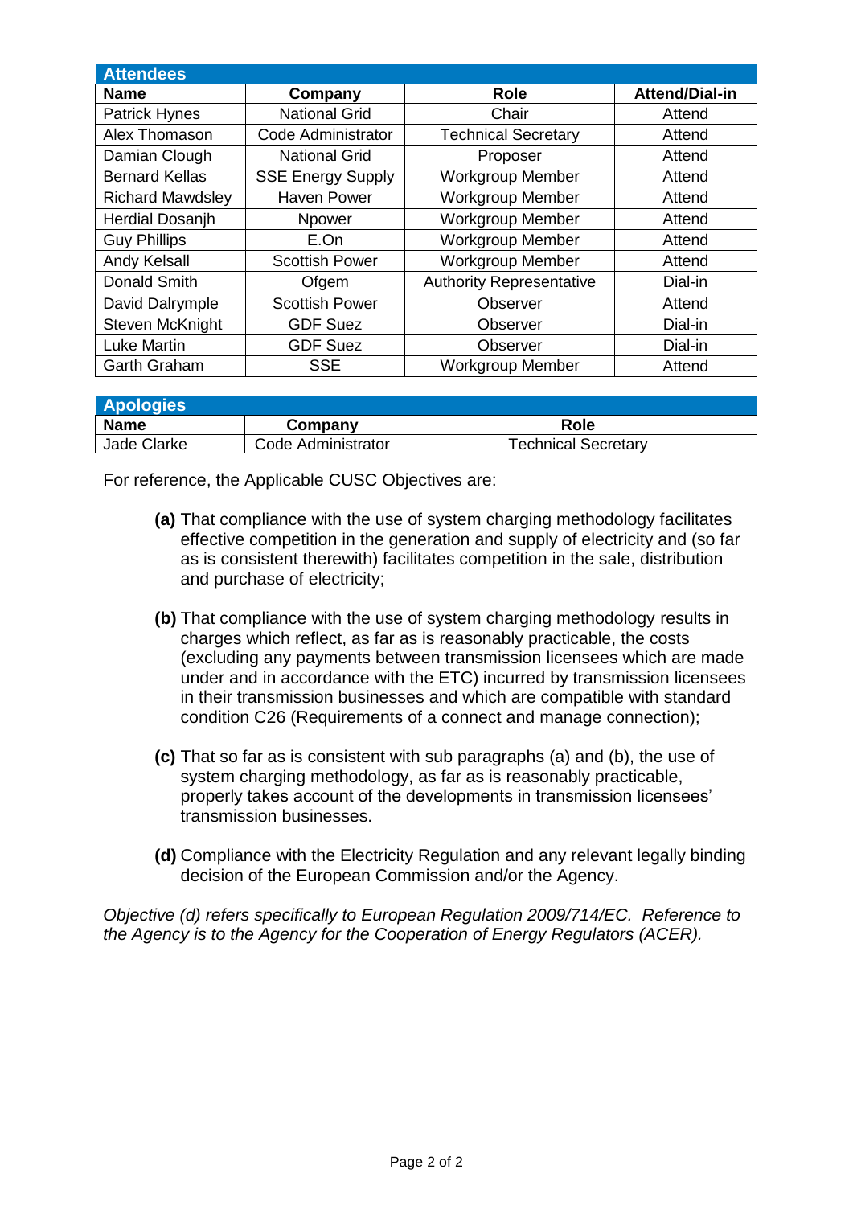## Attendees

| Name | Company | Role | Attend/Dial-in |
|---|---|---|---|
| Patrick Hynes | National Grid | Chair | Attend |
| Alex Thomason | Code Administrator | Technical Secretary | Attend |
| Damian Clough | National Grid | Proposer | Attend |
| Bernard Kellas | SSE Energy Supply | Workgroup Member | Attend |
| Richard Mawdsley | Haven Power | Workgroup Member | Attend |
| Herdial Dosanjh | Npower | Workgroup Member | Attend |
| Guy Phillips | E.On | Workgroup Member | Attend |
| Andy Kelsall | Scottish Power | Workgroup Member | Attend |
| Donald Smith | Ofgem | Authority Representative | Dial-in |
| David Dalrymple | Scottish Power | Observer | Attend |
| Steven McKnight | GDF Suez | Observer | Dial-in |
| Luke Martin | GDF Suez | Observer | Dial-in |
| Garth Graham | SSE | Workgroup Member | Attend |

## Apologies

| Name | Company | Role |
|---|---|---|
| Jade Clarke | Code Administrator | Technical Secretary |

For reference, the Applicable CUSC Objectives are:

**(a)** That compliance with the use of system charging methodology facilitates effective competition in the generation and supply of electricity and (so far as is consistent therewith) facilitates competition in the sale, distribution and purchase of electricity;

**(b)** That compliance with the use of system charging methodology results in charges which reflect, as far as is reasonably practicable, the costs (excluding any payments between transmission licensees which are made under and in accordance with the ETC) incurred by transmission licensees in their transmission businesses and which are compatible with standard condition C26 (Requirements of a connect and manage connection);

**(c)** That so far as is consistent with sub paragraphs (a) and (b), the use of system charging methodology, as far as is reasonably practicable, properly takes account of the developments in transmission licensees' transmission businesses.

**(d)** Compliance with the Electricity Regulation and any relevant legally binding decision of the European Commission and/or the Agency.

*Objective (d) refers specifically to European Regulation 2009/714/EC. Reference to the Agency is to the Agency for the Cooperation of Energy Regulators (ACER).*